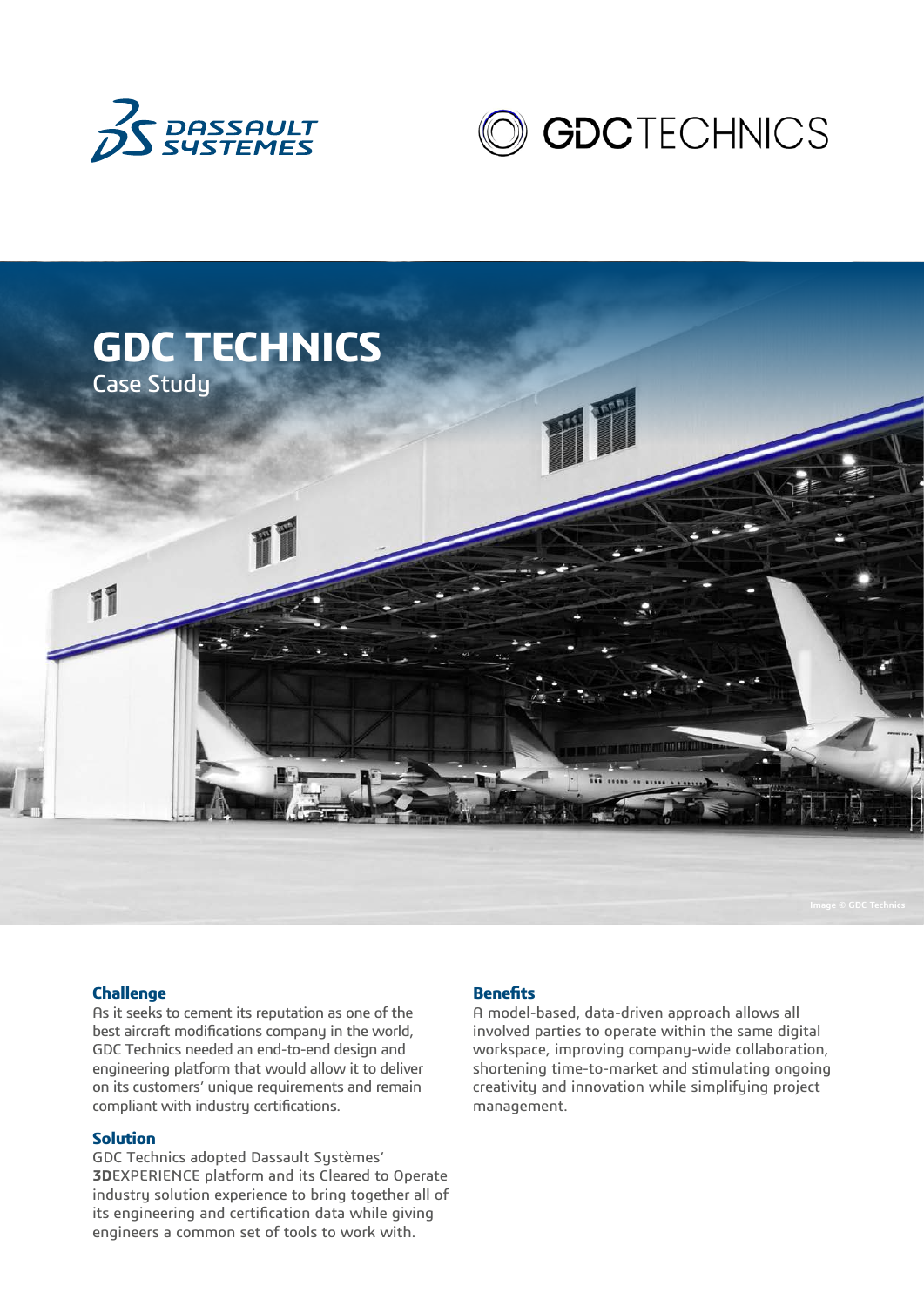# GDC TECHNICS

Case Study

Image © GDC Technics

## Challenge

As it seeks to cement its reputation as one of the best aircraft modifications company in the world, GDC Technics needed an end-to-end design and engineering platform that would allow it to deliver on its customers' unique requirements and remain compliant with industry certifications.

## Solution

GDC Technics adopted Dassault Systèmes' **3D**EXPERIENCE platform and its Cleared to Operate industry solution experience to bring together all of its engineering and certification data while giving engineers a common set of tools to work with.

## Benefits

A model-based, data-driven approach allows all involved parties to operate within the same digital workspace, improving company-wide collaboration, shortening time-to-market and stimulating ongoing creativity and innovation while simplifying project management.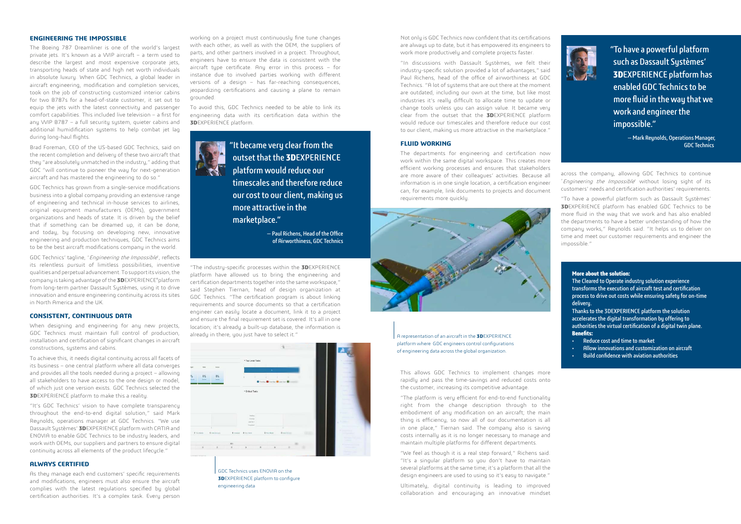## ENGINEERING THE IMPOSSIBLE

The Boeing 787 Dreamliner is one of the world's largest private jets. It's known as a VVIP aircraft – a term used to describe the largest and most expensive corporate jets, transporting heads of state and high net worth individuals in absolute luxury. When GDC Technics, a global leader in aircraft engineering, modification and completion services, took on the job of constructing customized interior cabins for two B787s for a head-of-state customer, it set out to equip the jets with the latest connectivity and passenger comfort capabilities. This included live television – a first for any VVIP B787 – a full security system, quieter cabins and additional humidification systems to help combat jet lag during long-haul flights.

Brad Foreman, CEO of the US-based GDC Technics, said on the recent completion and delivery of these two aircraft that they "are absolutely unmatched in the industry," adding that GDC "will continue to pioneer the way for next-generation aircraft and has mastered the engineering to do so."

GDC Technics has grown from a single-service modifications business into a global company providing an extensive range of engineering and technical in-house services to airlines, original equipment manufacturers (OEMs), government organizations and heads of state. It is driven by the belief that if something can be dreamed up, it can be done, and today, by focusing on developing new, innovative engineering and production techniques, GDC Technics aims to be the best aircraft modifications company in the world.

GDC Technics' tagline, '*Engineering the Impossible*', reflects its relentless pursuit of limitless possibilities, inventive qualities and perpetual advancement. To support its vision, the company is taking advantage of the **3D**EXPERIENCE®platform from long-term partner Dassault Systèmes, using it to drive innovation and ensure engineering continuity across its sites in North America and the UK.

## CONSISTENT, CONTINUOUS DATA

When designing and engineering for any new projects, GDC Technics must maintain full control of production, installation and certification of significant changes in aircraft constructions, systems and cabins.

To achieve this, it needs digital continuity across all facets of its business – one central platform where all data converges and provides all the tools needed during a project – allowing all stakeholders to have access to the one design or model, of which just one version exists. GDC Technics selected the **3D**EXPERIENCE platform to make this a reality.

"It's GDC Technics' vision to have complete transparency throughout the end-to-end digital solution," said Mark Reynolds, operations manager at GDC Technics. "We use Dassault Systèmes' **3D**EXPERIENCE platform with CATIA and ENOVIA to enable GDC Technics to be industry leaders, and work with OEMs, our suppliers and partners to ensure digital continuity across all elements of the product lifecycle."

## ALWAYS CERTIFIED

As they manage each end customers' specific requirements and modifications, engineers must also ensure the aircraft complies with the latest regulations specified by global certification authorities. It's a complex task. Every person working on a project must continuously fine tune changes with each other, as well as with the OEM, the suppliers of parts, and other partners involved in a project. Throughout, engineers have to ensure the data is consistent with the aircraft type certificate. Any error in this process – for instance due to involved parties working with different versions of a design – has far-reaching consequences, jeopardizing certifications and causing a plane to remain grounded.

To avoid this, GDC Technics needed to be able to link its engineering data with its certification data within the **3D**EXPERIENCE platform.

> "It became very clear from the outset that the **3D**EXPERIENCE platform would reduce our timescales and therefore reduce our cost to our client, making us more attractive in the marketplace."
>
> — Paul Richens, Head of the Office of Airworthiness, GDC Technics

"The industry-specific processes within the **3D**EXPERIENCE platform have allowed us to bring the engineering and certification departments together into the same workspace," said Stephen Tiernan, head of design organization at GDC Technics. "The certification program is about linking requirements and source documents so that a certification engineer can easily locate a document, link it to a project and ensure the final requirement set is covered. It's all in one location; it's already a built-up database, the information is already in there, you just have to select it."

GDC Technics uses ENOVIA on the **3D**EXPERIENCE platform to configure engineering data

Not only is GDC Technics now confident that its certifications are always up to date, but it has empowered its engineers to work more productively and complete projects faster.

"In discussions with Dassault Systèmes, we felt their industry-specific solution provided a lot of advantages," said Paul Richens, head of the office of airworthiness at GDC Technics. "A lot of systems that are out there at the moment are outdated, including our own at the time, but like most industries it's really difficult to allocate time to update or change tools unless you can assign value. It became very clear from the outset that the **3D**EXPERIENCE platform would reduce our timescales and therefore reduce our cost to our client, making us more attractive in the marketplace."

## FLUID WORKING

The departments for engineering and certification now work within the same digital workspace. This creates more efficient working processes and ensures that stakeholders are more aware of their colleagues' activities. Because all information is in one single location, a certification engineer can, for example, link documents to projects and document requirements more quickly.

A representation of an aircraft in the **3D**EXPERIENCE platform where GDC engineers control configurations of engineering data across the global organization.

This allows GDC Technics to implement changes more rapidly and pass the time-savings and reduced costs onto the customer, increasing its competitive advantage.

"The platform is very efficient for end-to-end functionality right from the change description through to the embodiment of any modification on an aircraft; the main thing is efficiency, so now all of our documentation is all in one place," Tiernan said. The company also is saving costs internally as it is no longer necessary to manage and maintain multiple platforms for different departments.

"We feel as though it is a real step forward," Richens said. "It's a singular platform so you don't have to maintain several platforms at the same time; it's a platform that all the design engineers are used to using so it's easy to navigate."

Ultimately, digital continuity is leading to improved collaboration and encouraging an innovative mindset across the company, allowing GDC Technics to continue '*Engineering the Impossible*' without losing sight of its customers' needs and certification authorities' requirements.

"To have a powerful platform such as Dassault Systèmes' **3D**EXPERIENCE platform has enabled GDC Technics to be more fluid in the way that we work and has also enabled the departments to have a better understanding of how the company works," Reynolds said. "It helps us to deliver on time and meet our customer requirements and engineer the impossible."

> "To have a powerful platform such as Dassault Systèmes' **3D**EXPERIENCE platform has enabled GDC Technics to be more fluid in the way that we work and engineer the impossible."
>
> — Mark Reynolds, Operations Manager, GDC Technics

**More about the solution:**

The Cleared to Operate industry solution experience transforms the execution of aircraft test and certification process to drive out costs while ensuring safety for on-time delivery.

Thanks to the 3DEXPERIENCE platform the solution accelerates the digital transformation by offering to authorities the virtual certification of a digital twin plane.

**Benefits:**

- Reduce cost and time to market
- Allow innovations and customization on aircraft
- Build confidence with aviation authorities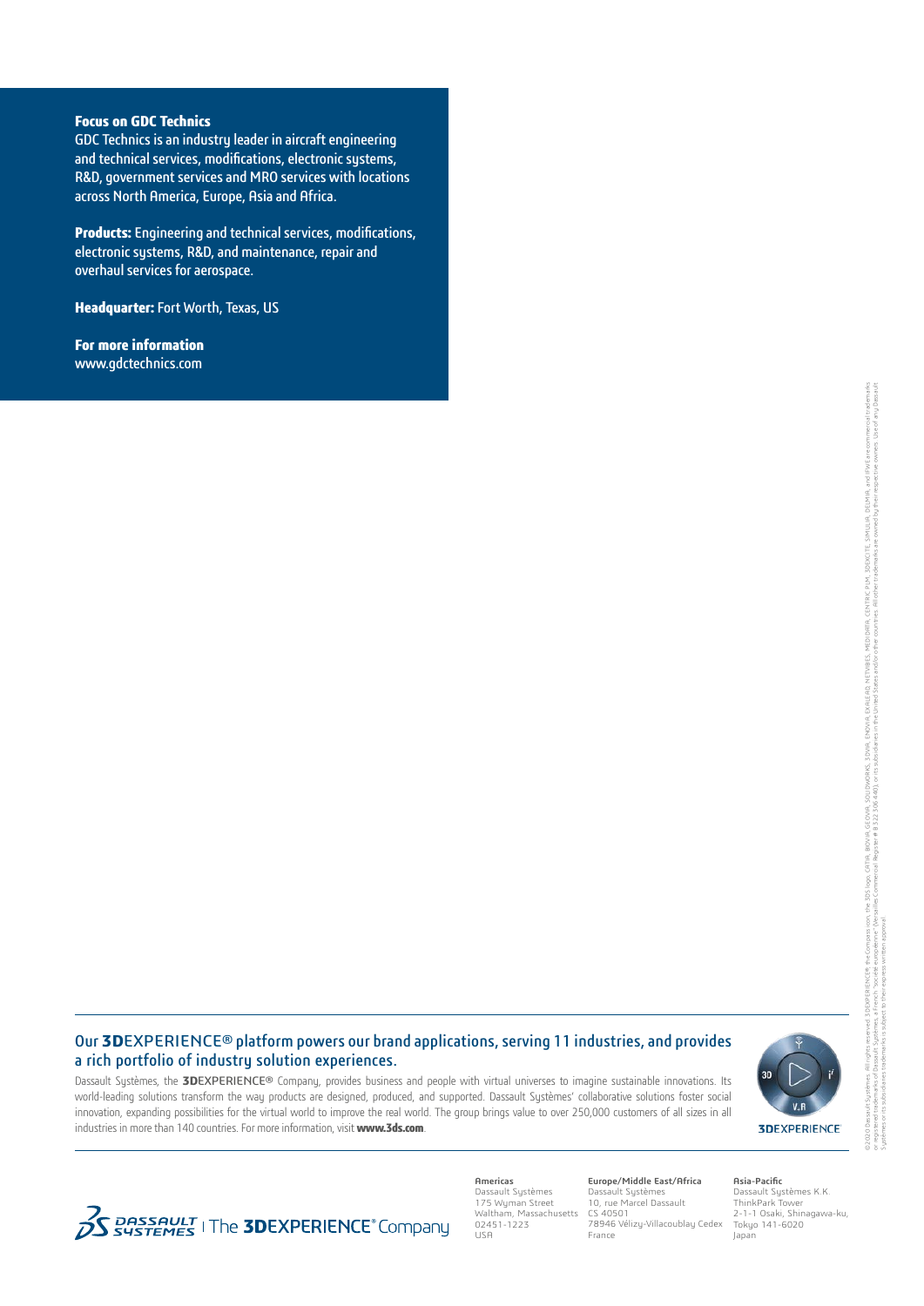**Focus on GDC Technics**

GDC Technics is an industry leader in aircraft engineering and technical services, modifications, electronic systems, R&D, government services and MRO services with locations across North America, Europe, Asia and Africa.

**Products:** Engineering and technical services, modifications, electronic systems, R&D, and maintenance, repair and overhaul services for aerospace.

**Headquarter:** Fort Worth, Texas, US

**For more information**
www.gdctechnics.com

## Our **3D**EXPERIENCE® platform powers our brand applications, serving 11 industries, and provides a rich portfolio of industry solution experiences.

Dassault Systèmes, the **3D**EXPERIENCE® Company, provides business and people with virtual universes to imagine sustainable innovations. Its world-leading solutions transform the way products are designed, produced, and supported. Dassault Systèmes' collaborative solutions foster social innovation, expanding possibilities for the virtual world to improve the real world. The group brings value to over 250,000 customers of all sizes in all industries in more than 140 countries. For more information, visit **www.3ds.com**.

DASSAULT SYSTEMES | The **3D**EXPERIENCE® Company

**Americas**
Dassault Systèmes
175 Wyman Street
Waltham, Massachusetts
02451-1223
USA

**Europe/Middle East/Africa**
Dassault Systèmes
10, rue Marcel Dassault
CS 40501
78946 Vélizy-Villacoublay Cedex
France

**Asia-Pacific**
Dassault Systèmes K.K.
ThinkPark Tower
2-1-1 Osaki, Shinagawa-ku,
Tokyo 141-6020
Japan